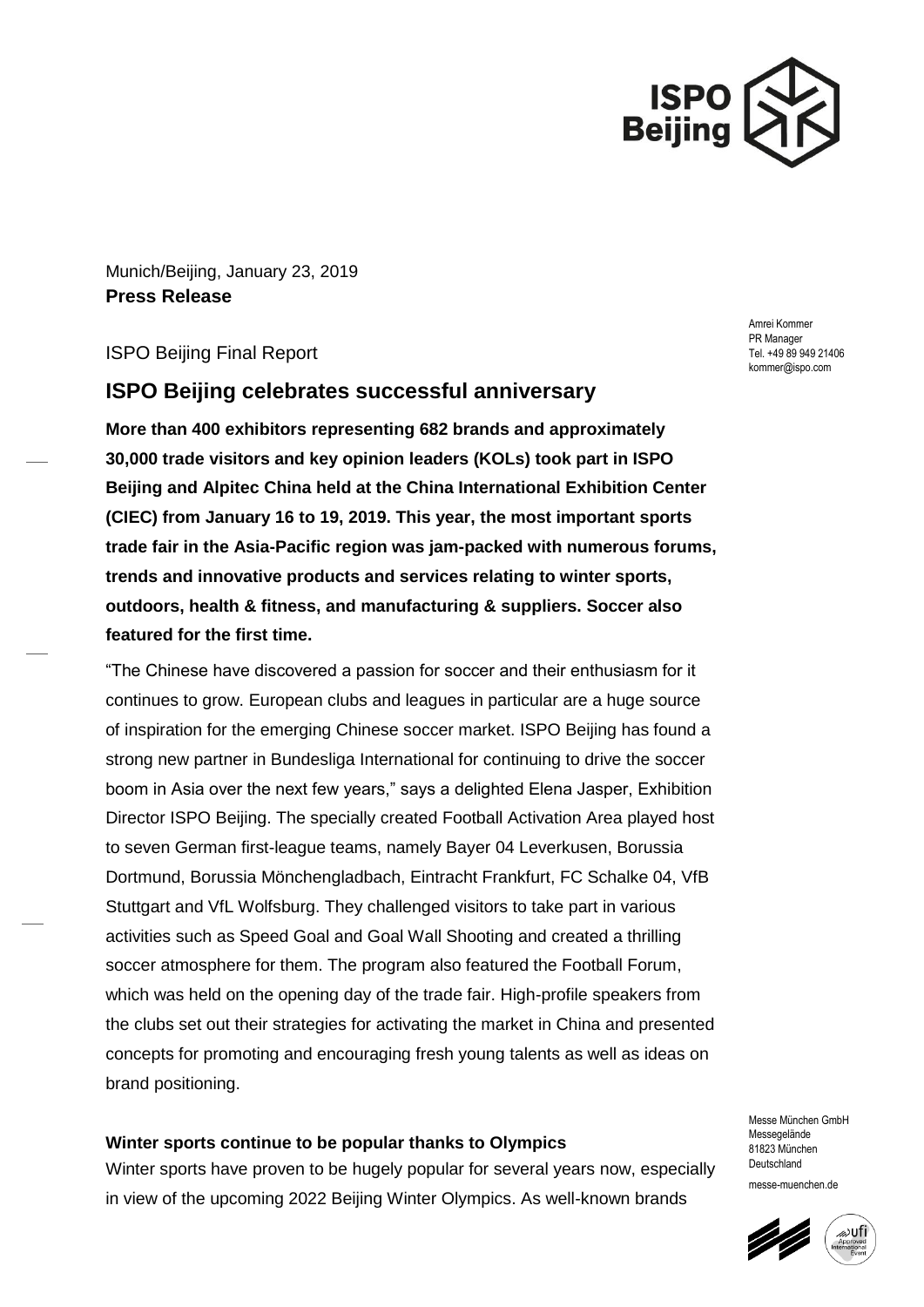Munich/Beijing, January 23, 2019
**Press Release**

Amrei Kommer
PR Manager
Tel. +49 89 949 21406
kommer@ispo.com

ISPO Beijing Final Report

## ISPO Beijing celebrates successful anniversary

**More than 400 exhibitors representing 682 brands and approximately 30,000 trade visitors and key opinion leaders (KOLs) took part in ISPO Beijing and Alpitec China held at the China International Exhibition Center (CIEC) from January 16 to 19, 2019. This year, the most important sports trade fair in the Asia-Pacific region was jam-packed with numerous forums, trends and innovative products and services relating to winter sports, outdoors, health & fitness, and manufacturing & suppliers. Soccer also featured for the first time.**

"The Chinese have discovered a passion for soccer and their enthusiasm for it continues to grow. European clubs and leagues in particular are a huge source of inspiration for the emerging Chinese soccer market. ISPO Beijing has found a strong new partner in Bundesliga International for continuing to drive the soccer boom in Asia over the next few years," says a delighted Elena Jasper, Exhibition Director ISPO Beijing. The specially created Football Activation Area played host to seven German first-league teams, namely Bayer 04 Leverkusen, Borussia Dortmund, Borussia Mönchengladbach, Eintracht Frankfurt, FC Schalke 04, VfB Stuttgart and VfL Wolfsburg. They challenged visitors to take part in various activities such as Speed Goal and Goal Wall Shooting and created a thrilling soccer atmosphere for them. The program also featured the Football Forum, which was held on the opening day of the trade fair. High-profile speakers from the clubs set out their strategies for activating the market in China and presented concepts for promoting and encouraging fresh young talents as well as ideas on brand positioning.

### Winter sports continue to be popular thanks to Olympics

Winter sports have proven to be hugely popular for several years now, especially in view of the upcoming 2022 Beijing Winter Olympics. As well-known brands

Messe München GmbH
Messegelände
81823 München
Deutschland

messe-muenchen.de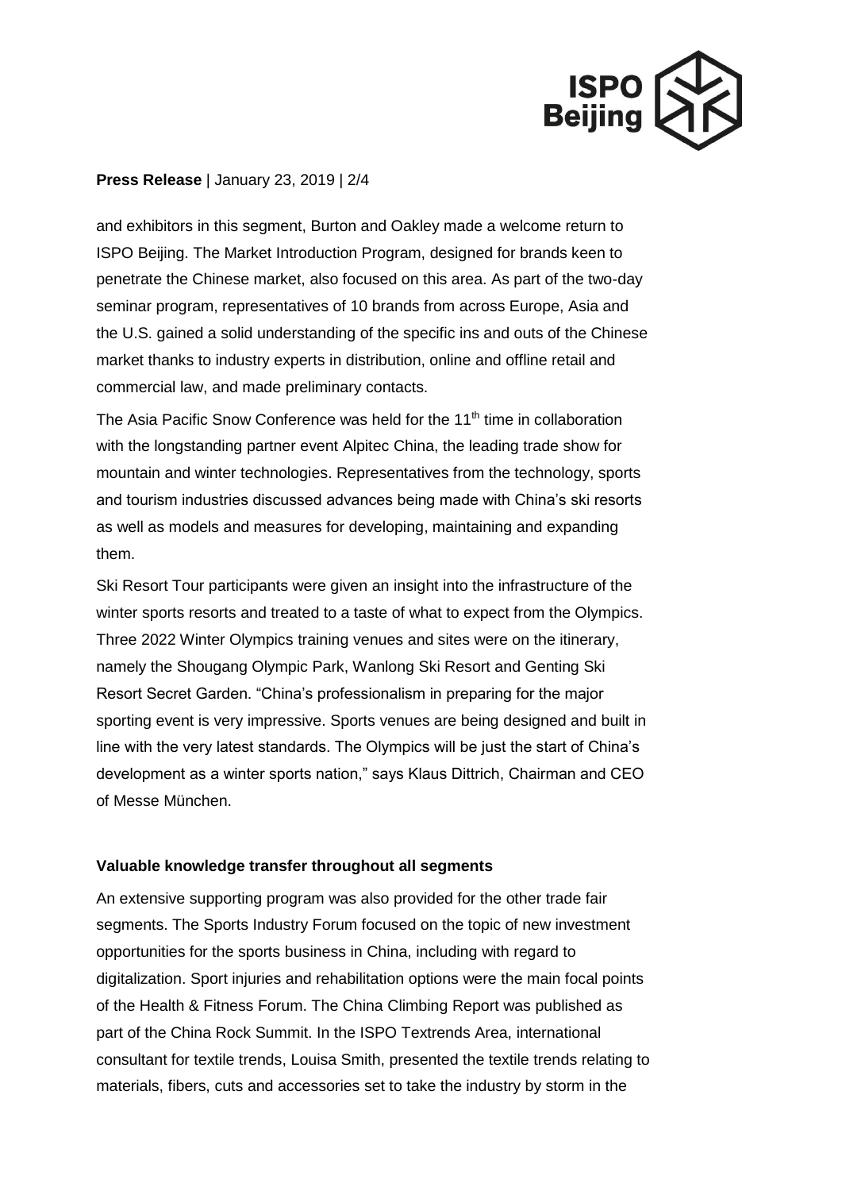and exhibitors in this segment, Burton and Oakley made a welcome return to ISPO Beijing. The Market Introduction Program, designed for brands keen to penetrate the Chinese market, also focused on this area. As part of the two-day seminar program, representatives of 10 brands from across Europe, Asia and the U.S. gained a solid understanding of the specific ins and outs of the Chinese market thanks to industry experts in distribution, online and offline retail and commercial law, and made preliminary contacts.

The Asia Pacific Snow Conference was held for the 11th time in collaboration with the longstanding partner event Alpitec China, the leading trade show for mountain and winter technologies. Representatives from the technology, sports and tourism industries discussed advances being made with China's ski resorts as well as models and measures for developing, maintaining and expanding them.

Ski Resort Tour participants were given an insight into the infrastructure of the winter sports resorts and treated to a taste of what to expect from the Olympics. Three 2022 Winter Olympics training venues and sites were on the itinerary, namely the Shougang Olympic Park, Wanlong Ski Resort and Genting Ski Resort Secret Garden. "China's professionalism in preparing for the major sporting event is very impressive. Sports venues are being designed and built in line with the very latest standards. The Olympics will be just the start of China's development as a winter sports nation," says Klaus Dittrich, Chairman and CEO of Messe München.

## Valuable knowledge transfer throughout all segments

An extensive supporting program was also provided for the other trade fair segments. The Sports Industry Forum focused on the topic of new investment opportunities for the sports business in China, including with regard to digitalization. Sport injuries and rehabilitation options were the main focal points of the Health & Fitness Forum. The China Climbing Report was published as part of the China Rock Summit. In the ISPO Textrends Area, international consultant for textile trends, Louisa Smith, presented the textile trends relating to materials, fibers, cuts and accessories set to take the industry by storm in the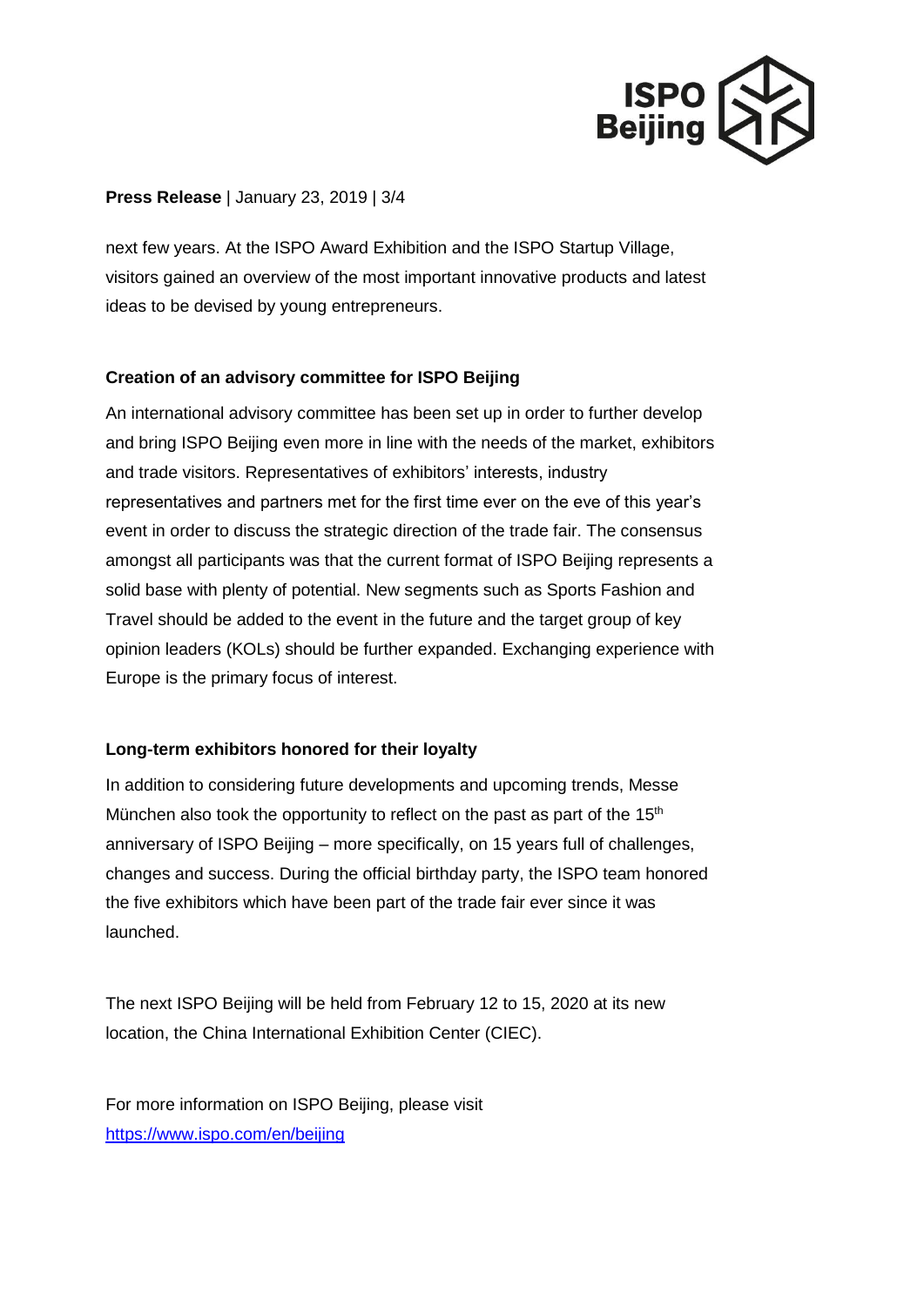next few years. At the ISPO Award Exhibition and the ISPO Startup Village, visitors gained an overview of the most important innovative products and latest ideas to be devised by young entrepreneurs.

**Creation of an advisory committee for ISPO Beijing**

An international advisory committee has been set up in order to further develop and bring ISPO Beijing even more in line with the needs of the market, exhibitors and trade visitors. Representatives of exhibitors' interests, industry representatives and partners met for the first time ever on the eve of this year's event in order to discuss the strategic direction of the trade fair. The consensus amongst all participants was that the current format of ISPO Beijing represents a solid base with plenty of potential. New segments such as Sports Fashion and Travel should be added to the event in the future and the target group of key opinion leaders (KOLs) should be further expanded. Exchanging experience with Europe is the primary focus of interest.

**Long-term exhibitors honored for their loyalty**

In addition to considering future developments and upcoming trends, Messe München also took the opportunity to reflect on the past as part of the 15th anniversary of ISPO Beijing – more specifically, on 15 years full of challenges, changes and success. During the official birthday party, the ISPO team honored the five exhibitors which have been part of the trade fair ever since it was launched.

The next ISPO Beijing will be held from February 12 to 15, 2020 at its new location, the China International Exhibition Center (CIEC).

For more information on ISPO Beijing, please visit
https://www.ispo.com/en/beijing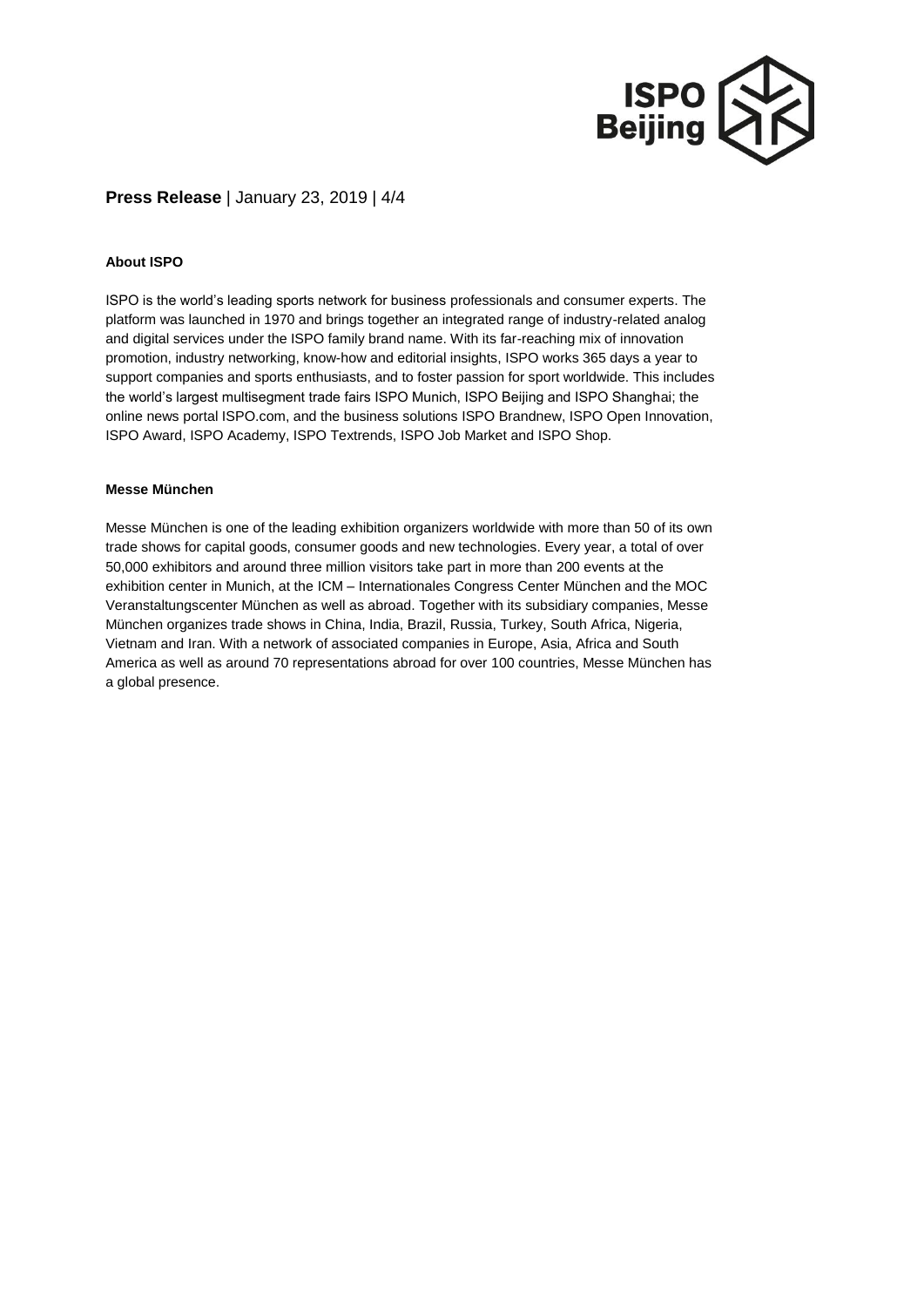## About ISPO

ISPO is the world's leading sports network for business professionals and consumer experts. The platform was launched in 1970 and brings together an integrated range of industry-related analog and digital services under the ISPO family brand name. With its far-reaching mix of innovation promotion, industry networking, know-how and editorial insights, ISPO works 365 days a year to support companies and sports enthusiasts, and to foster passion for sport worldwide. This includes the world's largest multisegment trade fairs ISPO Munich, ISPO Beijing and ISPO Shanghai; the online news portal ISPO.com, and the business solutions ISPO Brandnew, ISPO Open Innovation, ISPO Award, ISPO Academy, ISPO Textrends, ISPO Job Market and ISPO Shop.

## Messe München

Messe München is one of the leading exhibition organizers worldwide with more than 50 of its own trade shows for capital goods, consumer goods and new technologies. Every year, a total of over 50,000 exhibitors and around three million visitors take part in more than 200 events at the exhibition center in Munich, at the ICM – Internationales Congress Center München and the MOC Veranstaltungscenter München as well as abroad. Together with its subsidiary companies, Messe München organizes trade shows in China, India, Brazil, Russia, Turkey, South Africa, Nigeria, Vietnam and Iran. With a network of associated companies in Europe, Asia, Africa and South America as well as around 70 representations abroad for over 100 countries, Messe München has a global presence.